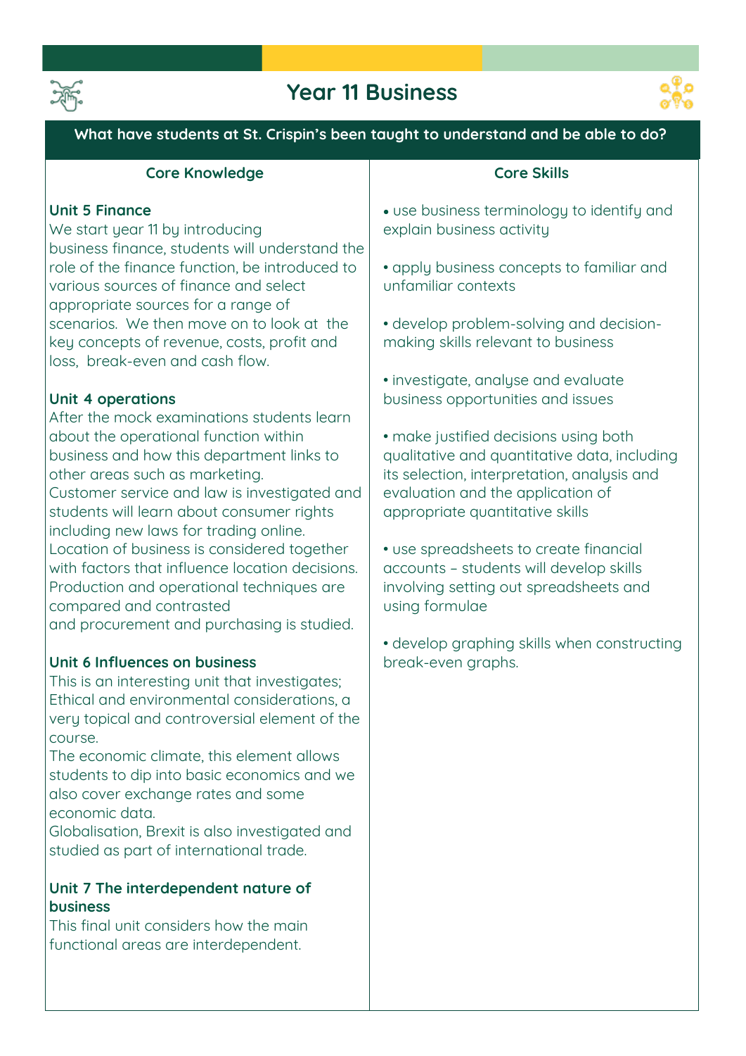# Year 11 Business

## What have students at St. Crispin's been taught to understand and be able to do?

### Core Knowledge

**Unit 5 Finance**

We start year 11 by introducing business finance, students will understand the role of the finance function, be introduced to various sources of finance and select appropriate sources for a range of scenarios. We then move on to look at the key concepts of revenue, costs, profit and loss, break-even and cash flow.

**Unit 4 operations**

After the mock examinations students learn about the operational function within business and how this department links to other areas such as marketing.
Customer service and law is investigated and students will learn about consumer rights including new laws for trading online.
Location of business is considered together with factors that influence location decisions.
Production and operational techniques are compared and contrasted and procurement and purchasing is studied.

**Unit 6 Influences on business**

This is an interesting unit that investigates; Ethical and environmental considerations, a very topical and controversial element of the course.
The economic climate, this element allows students to dip into basic economics and we also cover exchange rates and some economic data.
Globalisation, Brexit is also investigated and studied as part of international trade.

**Unit 7 The interdependent nature of business**

This final unit considers how the main functional areas are interdependent.

### Core Skills

- use business terminology to identify and explain business activity
- apply business concepts to familiar and unfamiliar contexts
- develop problem-solving and decision-making skills relevant to business
- investigate, analyse and evaluate business opportunities and issues
- make justified decisions using both qualitative and quantitative data, including its selection, interpretation, analysis and evaluation and the application of appropriate quantitative skills
- use spreadsheets to create financial accounts – students will develop skills involving setting out spreadsheets and using formulae
- develop graphing skills when constructing break-even graphs.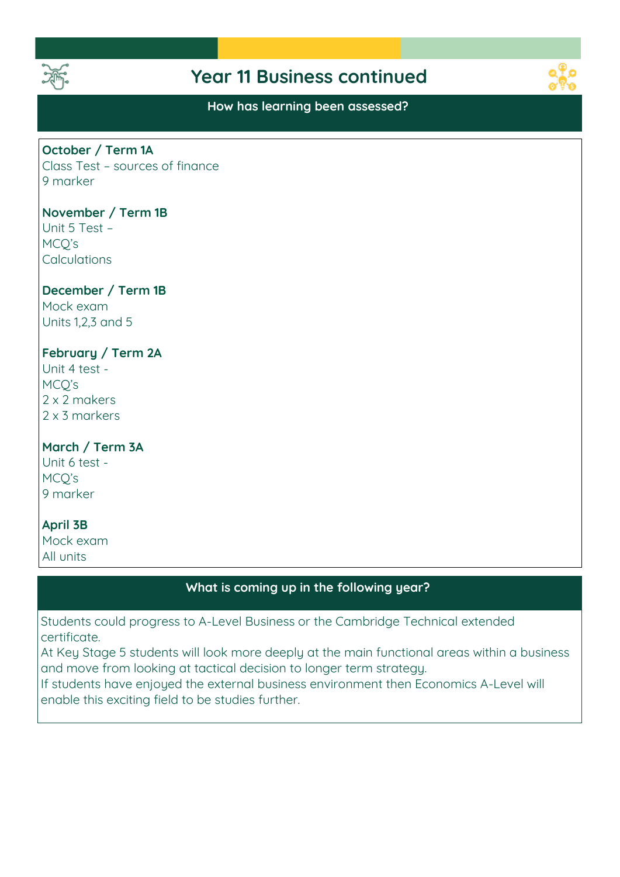# Year 11 Business continued

## How has learning been assessed?

**October / Term 1A**
Class Test – sources of finance
9 marker

**November / Term 1B**
Unit 5 Test –
MCQ's
Calculations

**December / Term 1B**
Mock exam
Units 1,2,3 and 5

**February / Term 2A**
Unit 4 test -
MCQ's
2 x 2 makers
2 x 3 markers

**March / Term 3A**
Unit 6 test -
MCQ's
9 marker

**April 3B**
Mock exam
All units

## What is coming up in the following year?

Students could progress to A-Level Business or the Cambridge Technical extended certificate.
At Key Stage 5 students will look more deeply at the main functional areas within a business and move from looking at tactical decision to longer term strategy.
If students have enjoyed the external business environment then Economics A-Level will enable this exciting field to be studies further.